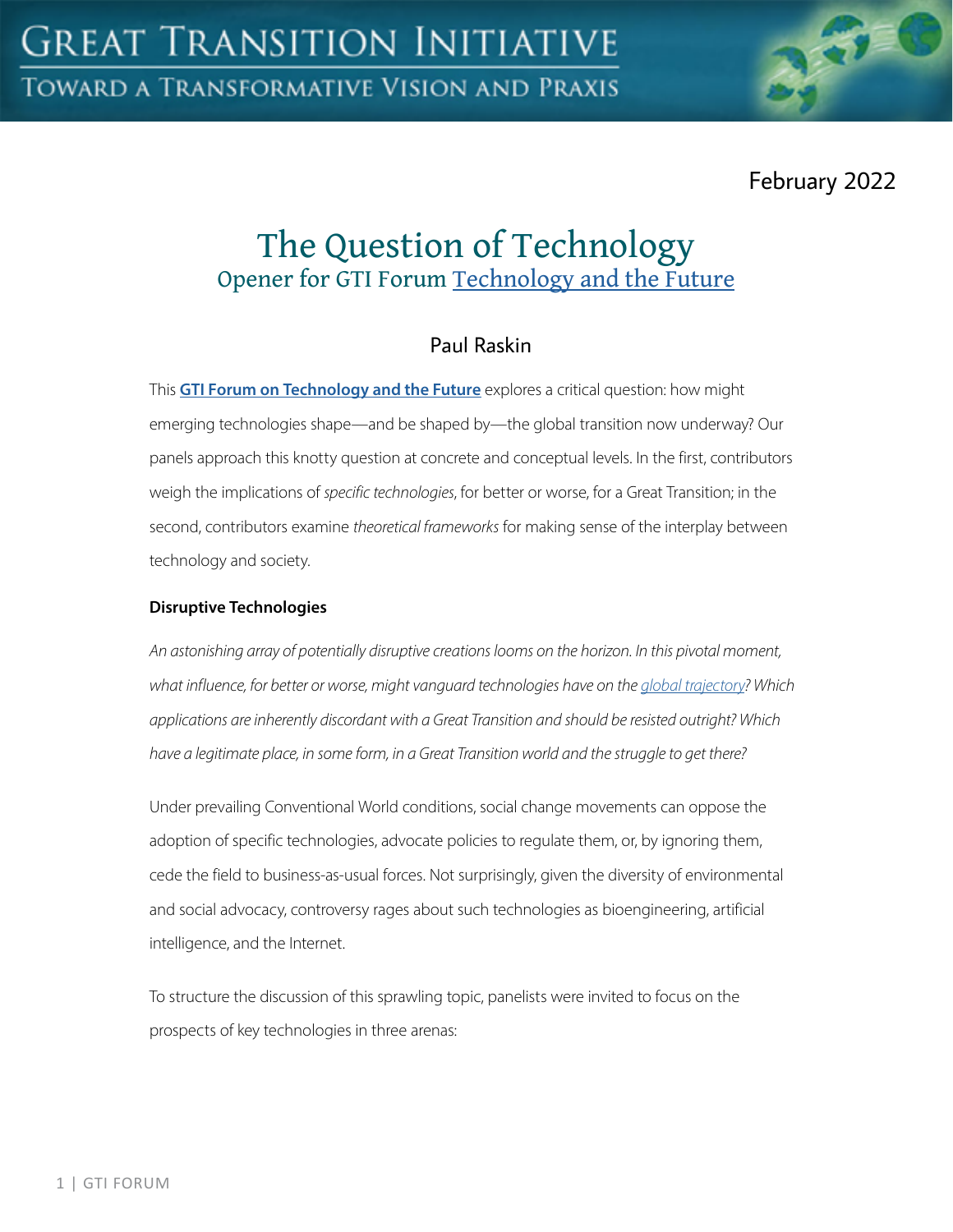GREAT TRANSITION INITIATIVE

TOWARD A TRANSFORMATIVE VISION AND PRAXIS

February 2022

# The Question of Technology

## Opener for GTI Forum Technology and the Future

Paul Raskin

This **GTI Forum on Technology and the Future** explores a critical question: how might emerging technologies shape—and be shaped by—the global transition now underway? Our panels approach this knotty question at concrete and conceptual levels. In the first, contributors weigh the implications of *specific technologies*, for better or worse, for a Great Transition; in the second, contributors examine *theoretical frameworks* for making sense of the interplay between technology and society.

### Disruptive Technologies

*An astonishing array of potentially disruptive creations looms on the horizon. In this pivotal moment, what influence, for better or worse, might vanguard technologies have on the global trajectory? Which applications are inherently discordant with a Great Transition and should be resisted outright? Which have a legitimate place, in some form, in a Great Transition world and the struggle to get there?*

Under prevailing Conventional World conditions, social change movements can oppose the adoption of specific technologies, advocate policies to regulate them, or, by ignoring them, cede the field to business-as-usual forces. Not surprisingly, given the diversity of environmental and social advocacy, controversy rages about such technologies as bioengineering, artificial intelligence, and the Internet.

To structure the discussion of this sprawling topic, panelists were invited to focus on the prospects of key technologies in three arenas: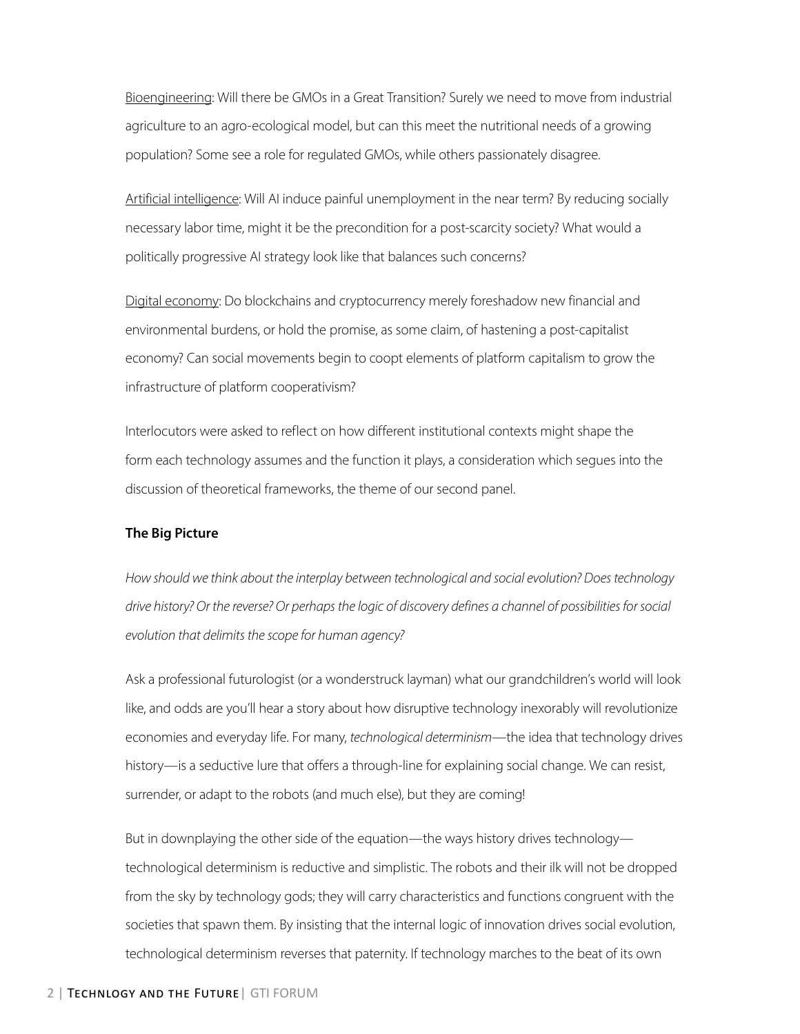Bioengineering: Will there be GMOs in a Great Transition? Surely we need to move from industrial agriculture to an agro-ecological model, but can this meet the nutritional needs of a growing population? Some see a role for regulated GMOs, while others passionately disagree.

Artificial intelligence: Will AI induce painful unemployment in the near term? By reducing socially necessary labor time, might it be the precondition for a post-scarcity society? What would a politically progressive AI strategy look like that balances such concerns?

Digital economy: Do blockchains and cryptocurrency merely foreshadow new financial and environmental burdens, or hold the promise, as some claim, of hastening a post-capitalist economy? Can social movements begin to coopt elements of platform capitalism to grow the infrastructure of platform cooperativism?

Interlocutors were asked to reflect on how different institutional contexts might shape the form each technology assumes and the function it plays, a consideration which segues into the discussion of theoretical frameworks, the theme of our second panel.

**The Big Picture**

*How should we think about the interplay between technological and social evolution? Does technology drive history? Or the reverse? Or perhaps the logic of discovery defines a channel of possibilities for social evolution that delimits the scope for human agency?*

Ask a professional futurologist (or a wonderstruck layman) what our grandchildren's world will look like, and odds are you'll hear a story about how disruptive technology inexorably will revolutionize economies and everyday life. For many, *technological determinism*—the idea that technology drives history—is a seductive lure that offers a through-line for explaining social change. We can resist, surrender, or adapt to the robots (and much else), but they are coming!

But in downplaying the other side of the equation—the ways history drives technology—technological determinism is reductive and simplistic. The robots and their ilk will not be dropped from the sky by technology gods; they will carry characteristics and functions congruent with the societies that spawn them. By insisting that the internal logic of innovation drives social evolution, technological determinism reverses that paternity. If technology marches to the beat of its own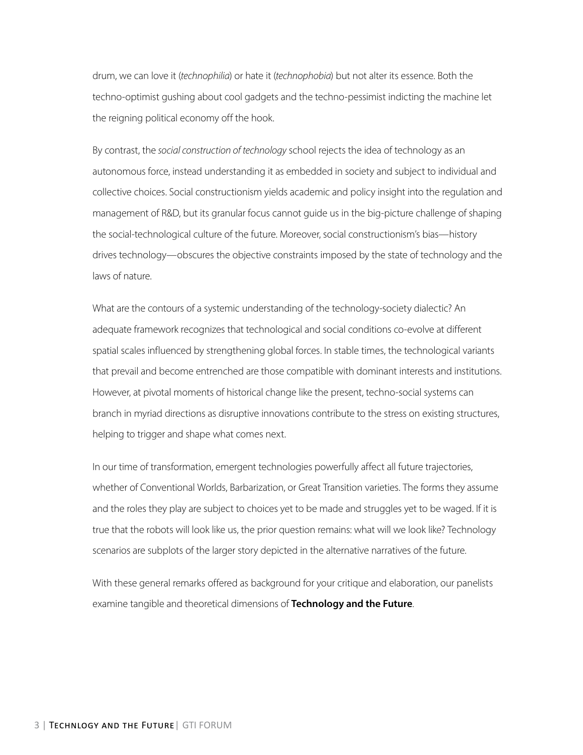drum, we can love it (*technophilia*) or hate it (*technophobia*) but not alter its essence. Both the techno-optimist gushing about cool gadgets and the techno-pessimist indicting the machine let the reigning political economy off the hook.

By contrast, the *social construction of technology* school rejects the idea of technology as an autonomous force, instead understanding it as embedded in society and subject to individual and collective choices. Social constructionism yields academic and policy insight into the regulation and management of R&D, but its granular focus cannot guide us in the big-picture challenge of shaping the social-technological culture of the future. Moreover, social constructionism's bias—history drives technology—obscures the objective constraints imposed by the state of technology and the laws of nature.

What are the contours of a systemic understanding of the technology-society dialectic? An adequate framework recognizes that technological and social conditions co-evolve at different spatial scales influenced by strengthening global forces. In stable times, the technological variants that prevail and become entrenched are those compatible with dominant interests and institutions. However, at pivotal moments of historical change like the present, techno-social systems can branch in myriad directions as disruptive innovations contribute to the stress on existing structures, helping to trigger and shape what comes next.

In our time of transformation, emergent technologies powerfully affect all future trajectories, whether of Conventional Worlds, Barbarization, or Great Transition varieties. The forms they assume and the roles they play are subject to choices yet to be made and struggles yet to be waged. If it is true that the robots will look like us, the prior question remains: what will we look like? Technology scenarios are subplots of the larger story depicted in the alternative narratives of the future.

With these general remarks offered as background for your critique and elaboration, our panelists examine tangible and theoretical dimensions of **Technology and the Future**.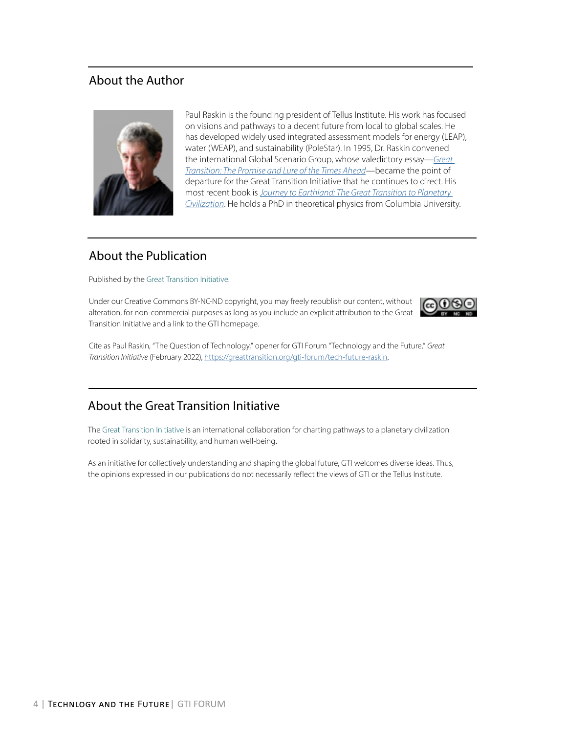## About the Author

Paul Raskin is the founding president of Tellus Institute. His work has focused on visions and pathways to a decent future from local to global scales. He has developed widely used integrated assessment models for energy (LEAP), water (WEAP), and sustainability (PoleStar). In 1995, Dr. Raskin convened the international Global Scenario Group, whose valedictory essay—*Great Transition: The Promise and Lure of the Times Ahead*—became the point of departure for the Great Transition Initiative that he continues to direct. His most recent book is *Journey to Earthland: The Great Transition to Planetary Civilization*. He holds a PhD in theoretical physics from Columbia University.

## About the Publication

Published by the Great Transition Initiative.

Under our Creative Commons BY-NC-ND copyright, you may freely republish our content, without alteration, for non-commercial purposes as long as you include an explicit attribution to the Great Transition Initiative and a link to the GTI homepage.

Cite as Paul Raskin, "The Question of Technology," opener for GTI Forum "Technology and the Future," *Great Transition Initiative* (February 2022), https://greattransition.org/gti-forum/tech-future-raskin.

## About the Great Transition Initiative

The Great Transition Initiative is an international collaboration for charting pathways to a planetary civilization rooted in solidarity, sustainability, and human well-being.

As an initiative for collectively understanding and shaping the global future, GTI welcomes diverse ideas. Thus, the opinions expressed in our publications do not necessarily reflect the views of GTI or the Tellus Institute.